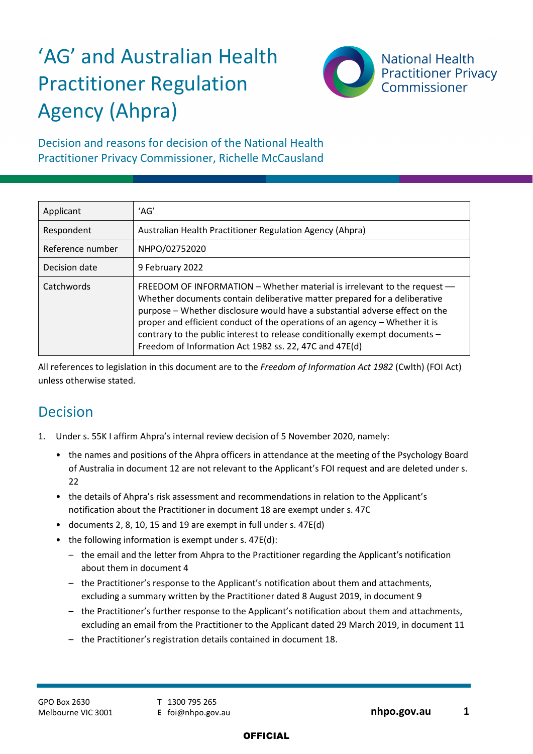# ‘AG’ and Australian Health Practitioner Regulation Agency (Ahpra)

National Health Practitioner Privacy Commissioner

Decision and reasons for decision of the National Health Practitioner Privacy Commissioner, Richelle McCausland

| | |
|---|---|
| Applicant | ‘AG’ |
| Respondent | Australian Health Practitioner Regulation Agency (Ahpra) |
| Reference number | NHPO/02752020 |
| Decision date | 9 February 2022 |
| Catchwords | FREEDOM OF INFORMATION – Whether material is irrelevant to the request — Whether documents contain deliberative matter prepared for a deliberative purpose – Whether disclosure would have a substantial adverse effect on the proper and efficient conduct of the operations of an agency – Whether it is contrary to the public interest to release conditionally exempt documents – Freedom of Information Act 1982 ss. 22, 47C and 47E(d) |

All references to legislation in this document are to the *Freedom of Information Act 1982* (Cwlth) (FOI Act) unless otherwise stated.

## Decision

1. Under s. 55K I affirm Ahpra’s internal review decision of 5 November 2020, namely:
   - the names and positions of the Ahpra officers in attendance at the meeting of the Psychology Board of Australia in document 12 are not relevant to the Applicant’s FOI request and are deleted under s. 22
   - the details of Ahpra’s risk assessment and recommendations in relation to the Applicant’s notification about the Practitioner in document 18 are exempt under s. 47C
   - documents 2, 8, 10, 15 and 19 are exempt in full under s. 47E(d)
   - the following information is exempt under s. 47E(d):
     - the email and the letter from Ahpra to the Practitioner regarding the Applicant’s notification about them in document 4
     - the Practitioner’s response to the Applicant’s notification about them and attachments, excluding a summary written by the Practitioner dated 8 August 2019, in document 9
     - the Practitioner’s further response to the Applicant’s notification about them and attachments, excluding an email from the Practitioner to the Applicant dated 29 March 2019, in document 11
     - the Practitioner’s registration details contained in document 18.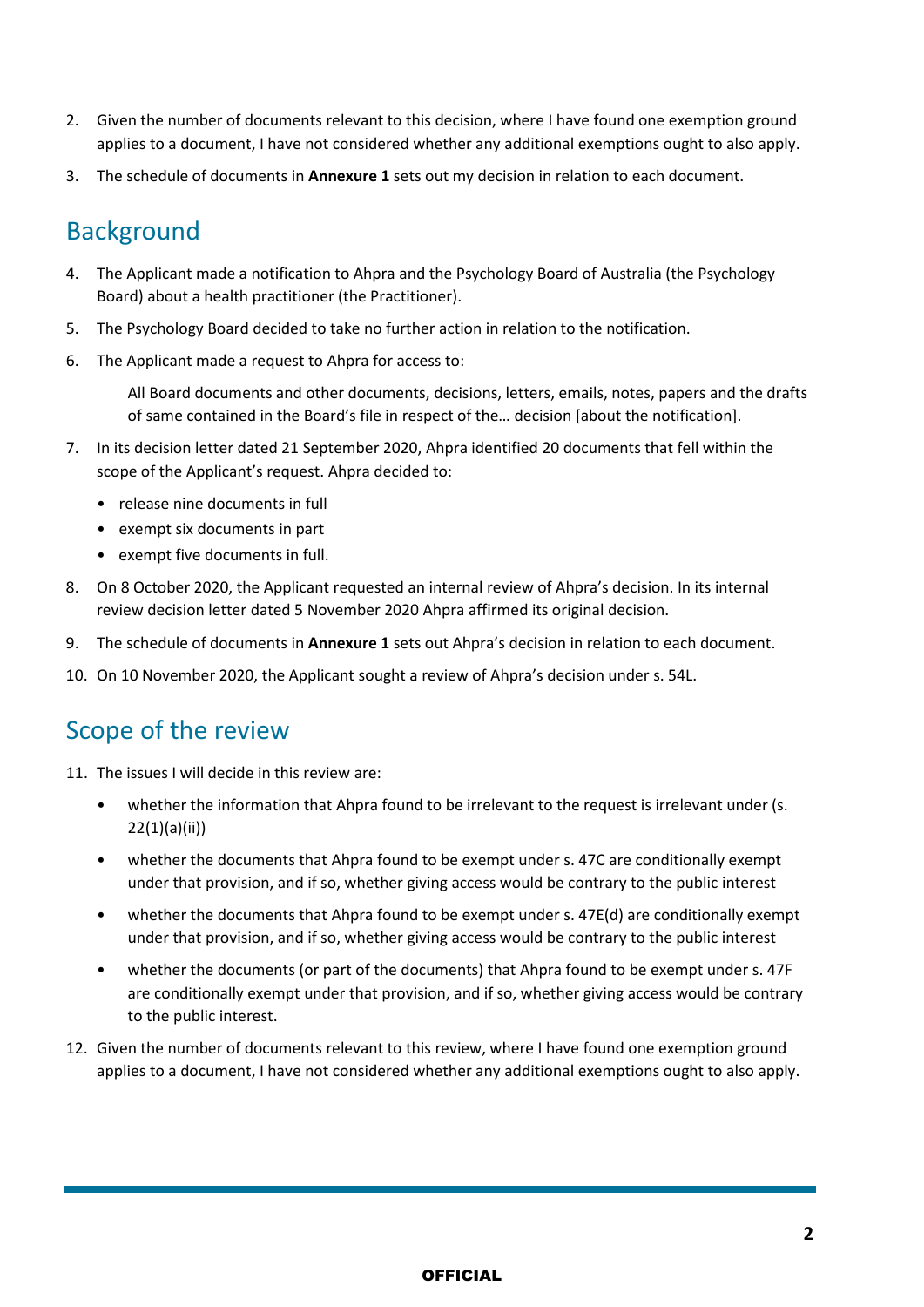2. Given the number of documents relevant to this decision, where I have found one exemption ground applies to a document, I have not considered whether any additional exemptions ought to also apply.

3. The schedule of documents in **Annexure 1** sets out my decision in relation to each document.

## Background

4. The Applicant made a notification to Ahpra and the Psychology Board of Australia (the Psychology Board) about a health practitioner (the Practitioner).

5. The Psychology Board decided to take no further action in relation to the notification.

6. The Applicant made a request to Ahpra for access to:

   > All Board documents and other documents, decisions, letters, emails, notes, papers and the drafts of same contained in the Board's file in respect of the… decision [about the notification].

7. In its decision letter dated 21 September 2020, Ahpra identified 20 documents that fell within the scope of the Applicant's request. Ahpra decided to:

   - release nine documents in full
   - exempt six documents in part
   - exempt five documents in full.

8. On 8 October 2020, the Applicant requested an internal review of Ahpra's decision. In its internal review decision letter dated 5 November 2020 Ahpra affirmed its original decision.

9. The schedule of documents in **Annexure 1** sets out Ahpra's decision in relation to each document.

10. On 10 November 2020, the Applicant sought a review of Ahpra's decision under s. 54L.

## Scope of the review

11. The issues I will decide in this review are:

    - whether the information that Ahpra found to be irrelevant to the request is irrelevant under (s. 22(1)(a)(ii))
    - whether the documents that Ahpra found to be exempt under s. 47C are conditionally exempt under that provision, and if so, whether giving access would be contrary to the public interest
    - whether the documents that Ahpra found to be exempt under s. 47E(d) are conditionally exempt under that provision, and if so, whether giving access would be contrary to the public interest
    - whether the documents (or part of the documents) that Ahpra found to be exempt under s. 47F are conditionally exempt under that provision, and if so, whether giving access would be contrary to the public interest.

12. Given the number of documents relevant to this review, where I have found one exemption ground applies to a document, I have not considered whether any additional exemptions ought to also apply.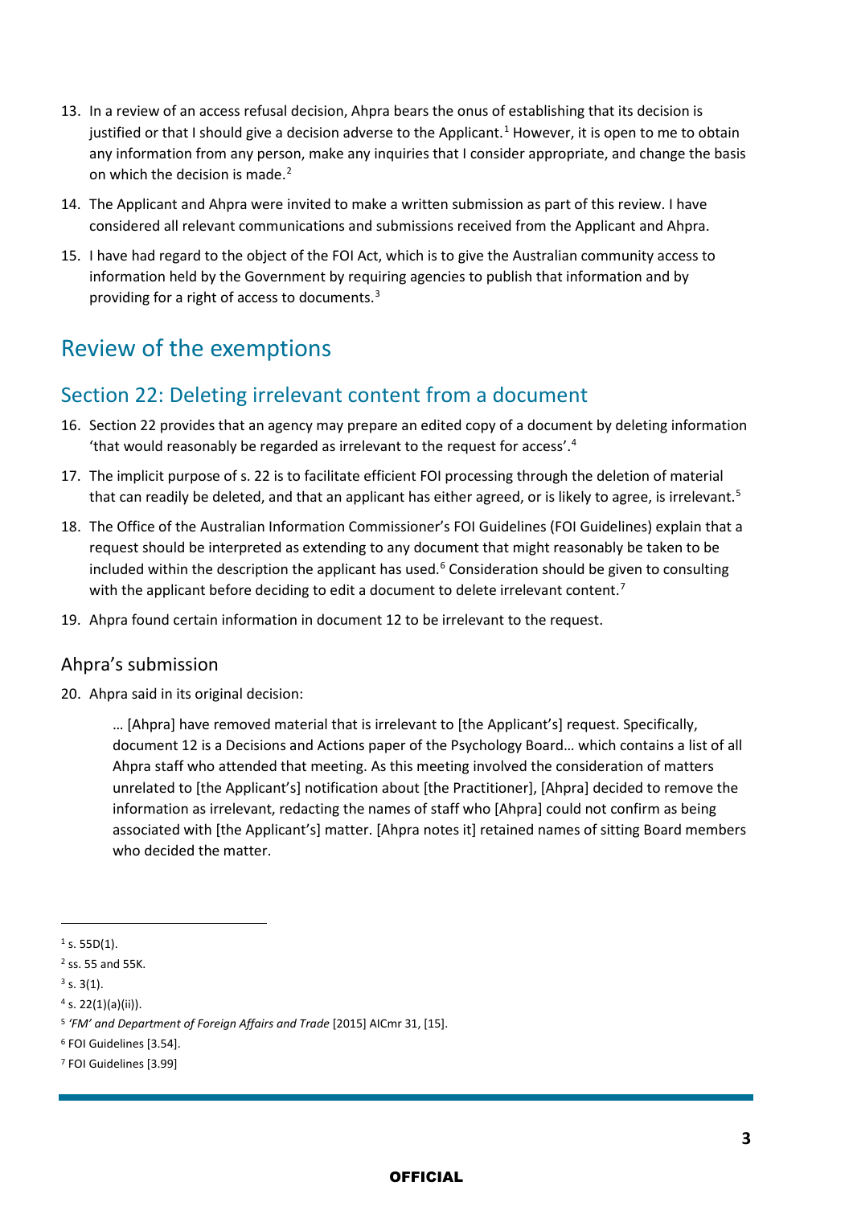13. In a review of an access refusal decision, Ahpra bears the onus of establishing that its decision is justified or that I should give a decision adverse to the Applicant.[1] However, it is open to me to obtain any information from any person, make any inquiries that I consider appropriate, and change the basis on which the decision is made.[2]

14. The Applicant and Ahpra were invited to make a written submission as part of this review. I have considered all relevant communications and submissions received from the Applicant and Ahpra.

15. I have had regard to the object of the FOI Act, which is to give the Australian community access to information held by the Government by requiring agencies to publish that information and by providing for a right of access to documents.[3]

# Review of the exemptions

## Section 22: Deleting irrelevant content from a document

16. Section 22 provides that an agency may prepare an edited copy of a document by deleting information 'that would reasonably be regarded as irrelevant to the request for access'.[4]

17. The implicit purpose of s. 22 is to facilitate efficient FOI processing through the deletion of material that can readily be deleted, and that an applicant has either agreed, or is likely to agree, is irrelevant.[5]

18. The Office of the Australian Information Commissioner's FOI Guidelines (FOI Guidelines) explain that a request should be interpreted as extending to any document that might reasonably be taken to be included within the description the applicant has used.[6] Consideration should be given to consulting with the applicant before deciding to edit a document to delete irrelevant content.[7]

19. Ahpra found certain information in document 12 to be irrelevant to the request.

### Ahpra's submission

20. Ahpra said in its original decision:

> … [Ahpra] have removed material that is irrelevant to [the Applicant's] request. Specifically, document 12 is a Decisions and Actions paper of the Psychology Board… which contains a list of all Ahpra staff who attended that meeting. As this meeting involved the consideration of matters unrelated to [the Applicant's] notification about [the Practitioner], [Ahpra] decided to remove the information as irrelevant, redacting the names of staff who [Ahpra] could not confirm as being associated with [the Applicant's] matter. [Ahpra notes it] retained names of sitting Board members who decided the matter.

---

[1] s. 55D(1).

[2] ss. 55 and 55K.

[3] s. 3(1).

[4] s. 22(1)(a)(ii)).

[5] *'FM' and Department of Foreign Affairs and Trade* [2015] AICmr 31, [15].

[6] FOI Guidelines [3.54].

[7] FOI Guidelines [3.99]

OFFICIAL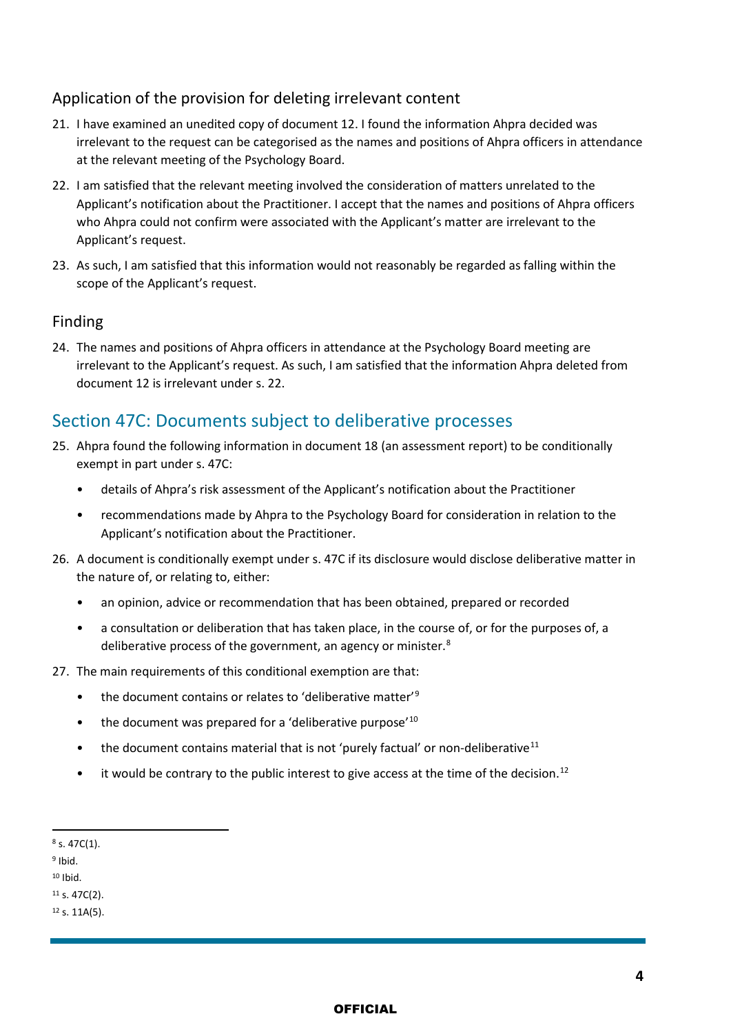### Application of the provision for deleting irrelevant content

21. I have examined an unedited copy of document 12. I found the information Ahpra decided was irrelevant to the request can be categorised as the names and positions of Ahpra officers in attendance at the relevant meeting of the Psychology Board.

22. I am satisfied that the relevant meeting involved the consideration of matters unrelated to the Applicant's notification about the Practitioner. I accept that the names and positions of Ahpra officers who Ahpra could not confirm were associated with the Applicant's matter are irrelevant to the Applicant's request.

23. As such, I am satisfied that this information would not reasonably be regarded as falling within the scope of the Applicant's request.

### Finding

24. The names and positions of Ahpra officers in attendance at the Psychology Board meeting are irrelevant to the Applicant's request. As such, I am satisfied that the information Ahpra deleted from document 12 is irrelevant under s. 22.

## Section 47C: Documents subject to deliberative processes

25. Ahpra found the following information in document 18 (an assessment report) to be conditionally exempt in part under s. 47C:
    - details of Ahpra's risk assessment of the Applicant's notification about the Practitioner
    - recommendations made by Ahpra to the Psychology Board for consideration in relation to the Applicant's notification about the Practitioner.

26. A document is conditionally exempt under s. 47C if its disclosure would disclose deliberative matter in the nature of, or relating to, either:
    - an opinion, advice or recommendation that has been obtained, prepared or recorded
    - a consultation or deliberation that has taken place, in the course of, or for the purposes of, a deliberative process of the government, an agency or minister.[8]

27. The main requirements of this conditional exemption are that:
    - the document contains or relates to 'deliberative matter'[9]
    - the document was prepared for a 'deliberative purpose'[10]
    - the document contains material that is not 'purely factual' or non-deliberative[11]
    - it would be contrary to the public interest to give access at the time of the decision.[12]

---

[8] s. 47C(1).

[9] Ibid.

[10] Ibid.

[11] s. 47C(2).

[12] s. 11A(5).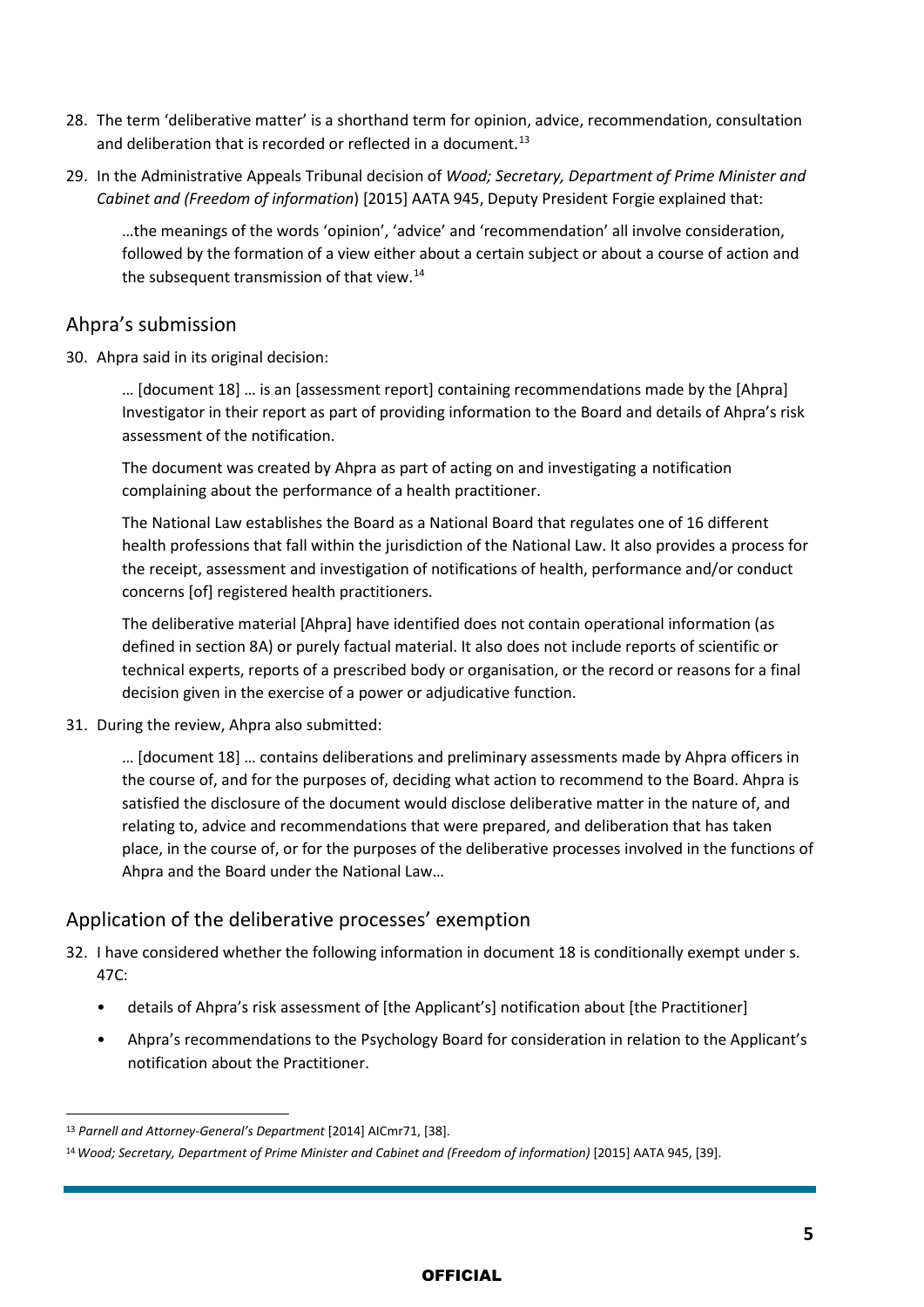28. The term 'deliberative matter' is a shorthand term for opinion, advice, recommendation, consultation and deliberation that is recorded or reflected in a document.[13]

29. In the Administrative Appeals Tribunal decision of *Wood; Secretary, Department of Prime Minister and Cabinet and (Freedom of information*) [2015] AATA 945, Deputy President Forgie explained that:

> …the meanings of the words 'opinion', 'advice' and 'recommendation' all involve consideration, followed by the formation of a view either about a certain subject or about a course of action and the subsequent transmission of that view.[14]

## Ahpra's submission

30. Ahpra said in its original decision:

> … [document 18] … is an [assessment report] containing recommendations made by the [Ahpra] Investigator in their report as part of providing information to the Board and details of Ahpra's risk assessment of the notification.
>
> The document was created by Ahpra as part of acting on and investigating a notification complaining about the performance of a health practitioner.
>
> The National Law establishes the Board as a National Board that regulates one of 16 different health professions that fall within the jurisdiction of the National Law. It also provides a process for the receipt, assessment and investigation of notifications of health, performance and/or conduct concerns [of] registered health practitioners.
>
> The deliberative material [Ahpra] have identified does not contain operational information (as defined in section 8A) or purely factual material. It also does not include reports of scientific or technical experts, reports of a prescribed body or organisation, or the record or reasons for a final decision given in the exercise of a power or adjudicative function.

31. During the review, Ahpra also submitted:

> … [document 18] … contains deliberations and preliminary assessments made by Ahpra officers in the course of, and for the purposes of, deciding what action to recommend to the Board. Ahpra is satisfied the disclosure of the document would disclose deliberative matter in the nature of, and relating to, advice and recommendations that were prepared, and deliberation that has taken place, in the course of, or for the purposes of the deliberative processes involved in the functions of Ahpra and the Board under the National Law…

## Application of the deliberative processes' exemption

32. I have considered whether the following information in document 18 is conditionally exempt under s. 47C:

    - details of Ahpra's risk assessment of [the Applicant's] notification about [the Practitioner]
    - Ahpra's recommendations to the Psychology Board for consideration in relation to the Applicant's notification about the Practitioner.

---

[13] *Parnell and Attorney-General's Department* [2014] AICmr71, [38].

[14] *Wood; Secretary, Department of Prime Minister and Cabinet and (Freedom of information)* [2015] AATA 945, [39].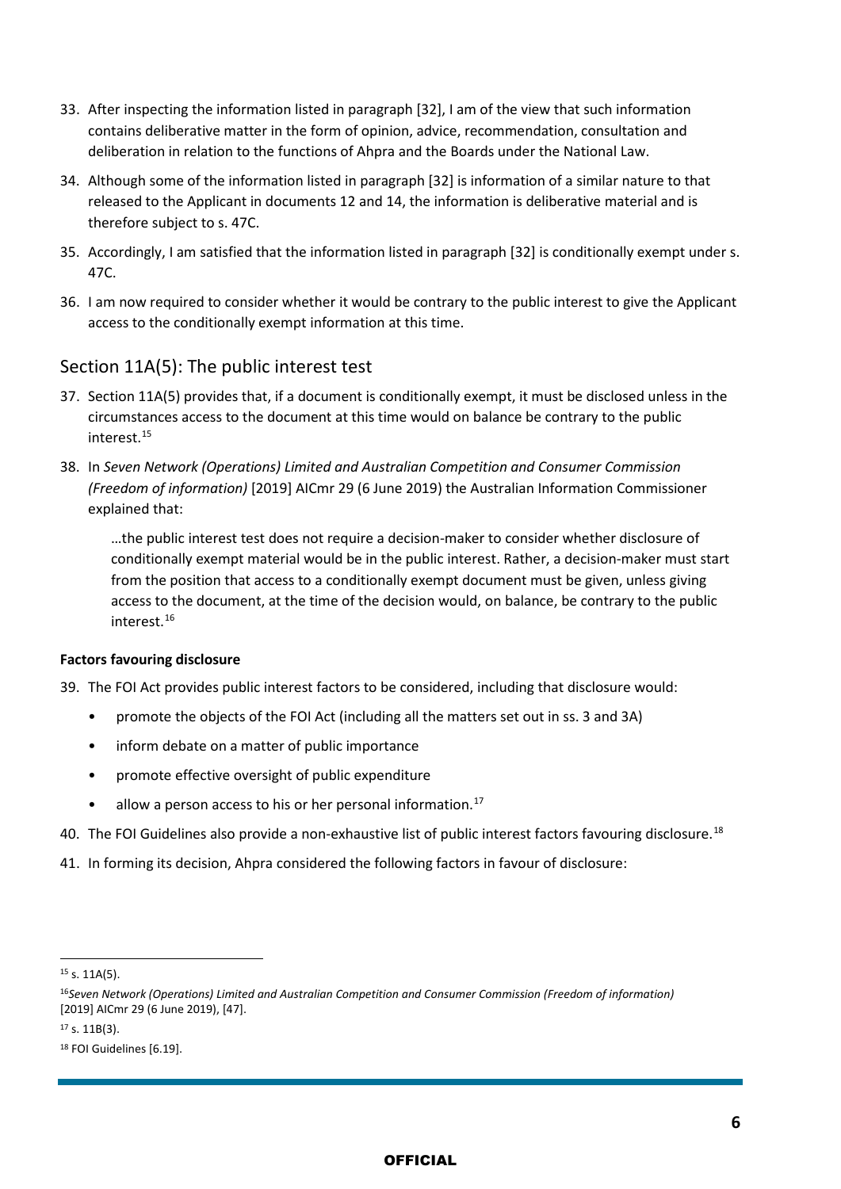33. After inspecting the information listed in paragraph [32], I am of the view that such information contains deliberative matter in the form of opinion, advice, recommendation, consultation and deliberation in relation to the functions of Ahpra and the Boards under the National Law.

34. Although some of the information listed in paragraph [32] is information of a similar nature to that released to the Applicant in documents 12 and 14, the information is deliberative material and is therefore subject to s. 47C.

35. Accordingly, I am satisfied that the information listed in paragraph [32] is conditionally exempt under s. 47C.

36. I am now required to consider whether it would be contrary to the public interest to give the Applicant access to the conditionally exempt information at this time.

## Section 11A(5): The public interest test

37. Section 11A(5) provides that, if a document is conditionally exempt, it must be disclosed unless in the circumstances access to the document at this time would on balance be contrary to the public interest.[15]

38. In *Seven Network (Operations) Limited and Australian Competition and Consumer Commission (Freedom of information)* [2019] AICmr 29 (6 June 2019) the Australian Information Commissioner explained that:

> …the public interest test does not require a decision-maker to consider whether disclosure of conditionally exempt material would be in the public interest. Rather, a decision-maker must start from the position that access to a conditionally exempt document must be given, unless giving access to the document, at the time of the decision would, on balance, be contrary to the public interest.[16]

**Factors favouring disclosure**

39. The FOI Act provides public interest factors to be considered, including that disclosure would:
    - promote the objects of the FOI Act (including all the matters set out in ss. 3 and 3A)
    - inform debate on a matter of public importance
    - promote effective oversight of public expenditure
    - allow a person access to his or her personal information.[17]

40. The FOI Guidelines also provide a non-exhaustive list of public interest factors favouring disclosure.[18]

41. In forming its decision, Ahpra considered the following factors in favour of disclosure:

---

[15] s. 11A(5).

[16] *Seven Network (Operations) Limited and Australian Competition and Consumer Commission (Freedom of information)* [2019] AICmr 29 (6 June 2019), [47].

[17] s. 11B(3).

[18] FOI Guidelines [6.19].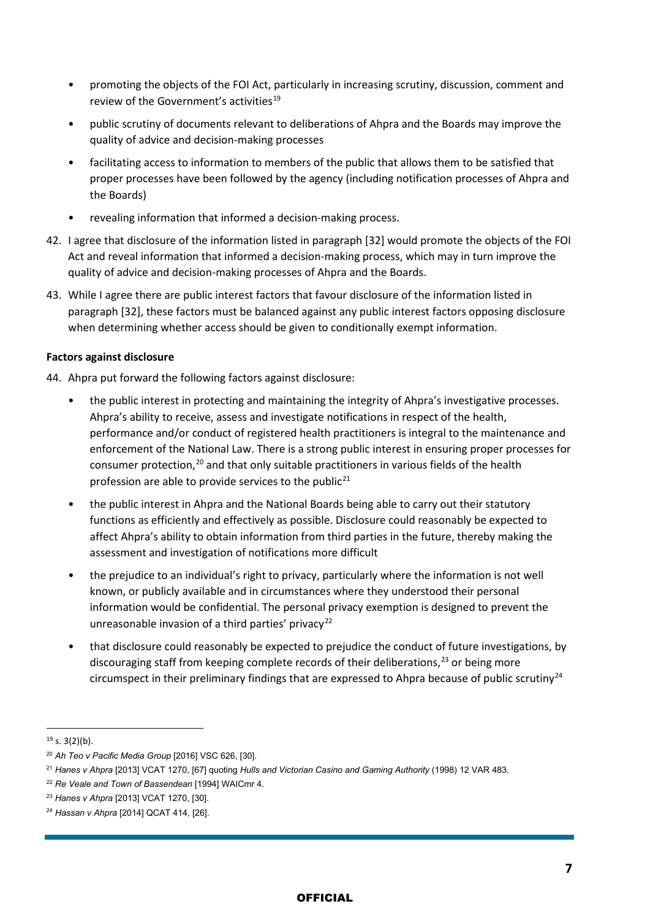- promoting the objects of the FOI Act, particularly in increasing scrutiny, discussion, comment and review of the Government's activities[19]
- public scrutiny of documents relevant to deliberations of Ahpra and the Boards may improve the quality of advice and decision-making processes
- facilitating access to information to members of the public that allows them to be satisfied that proper processes have been followed by the agency (including notification processes of Ahpra and the Boards)
- revealing information that informed a decision-making process.

42. I agree that disclosure of the information listed in paragraph [32] would promote the objects of the FOI Act and reveal information that informed a decision-making process, which may in turn improve the quality of advice and decision-making processes of Ahpra and the Boards.

43. While I agree there are public interest factors that favour disclosure of the information listed in paragraph [32], these factors must be balanced against any public interest factors opposing disclosure when determining whether access should be given to conditionally exempt information.

**Factors against disclosure**

44. Ahpra put forward the following factors against disclosure:

    - the public interest in protecting and maintaining the integrity of Ahpra's investigative processes. Ahpra's ability to receive, assess and investigate notifications in respect of the health, performance and/or conduct of registered health practitioners is integral to the maintenance and enforcement of the National Law. There is a strong public interest in ensuring proper processes for consumer protection,[20] and that only suitable practitioners in various fields of the health profession are able to provide services to the public[21]
    - the public interest in Ahpra and the National Boards being able to carry out their statutory functions as efficiently and effectively as possible. Disclosure could reasonably be expected to affect Ahpra's ability to obtain information from third parties in the future, thereby making the assessment and investigation of notifications more difficult
    - the prejudice to an individual's right to privacy, particularly where the information is not well known, or publicly available and in circumstances where they understood their personal information would be confidential. The personal privacy exemption is designed to prevent the unreasonable invasion of a third parties' privacy[22]
    - that disclosure could reasonably be expected to prejudice the conduct of future investigations, by discouraging staff from keeping complete records of their deliberations,[23] or being more circumspect in their preliminary findings that are expressed to Ahpra because of public scrutiny[24]

---

[19] s. 3(2)(b).

[20] *Ah Teo v Pacific Media Group* [2016] VSC 626, [30].

[21] *Hanes v Ahpra* [2013] VCAT 1270, [67] quoting *Hulls and Victorian Casino and Gaming Authority* (1998) 12 VAR 483.

[22] *Re Veale and Town of Bassendean* [1994] WAICmr 4.

[23] *Hanes v Ahpra* [2013] VCAT 1270, [30].

[24] *Hassan v Ahpra* [2014] QCAT 414, [26].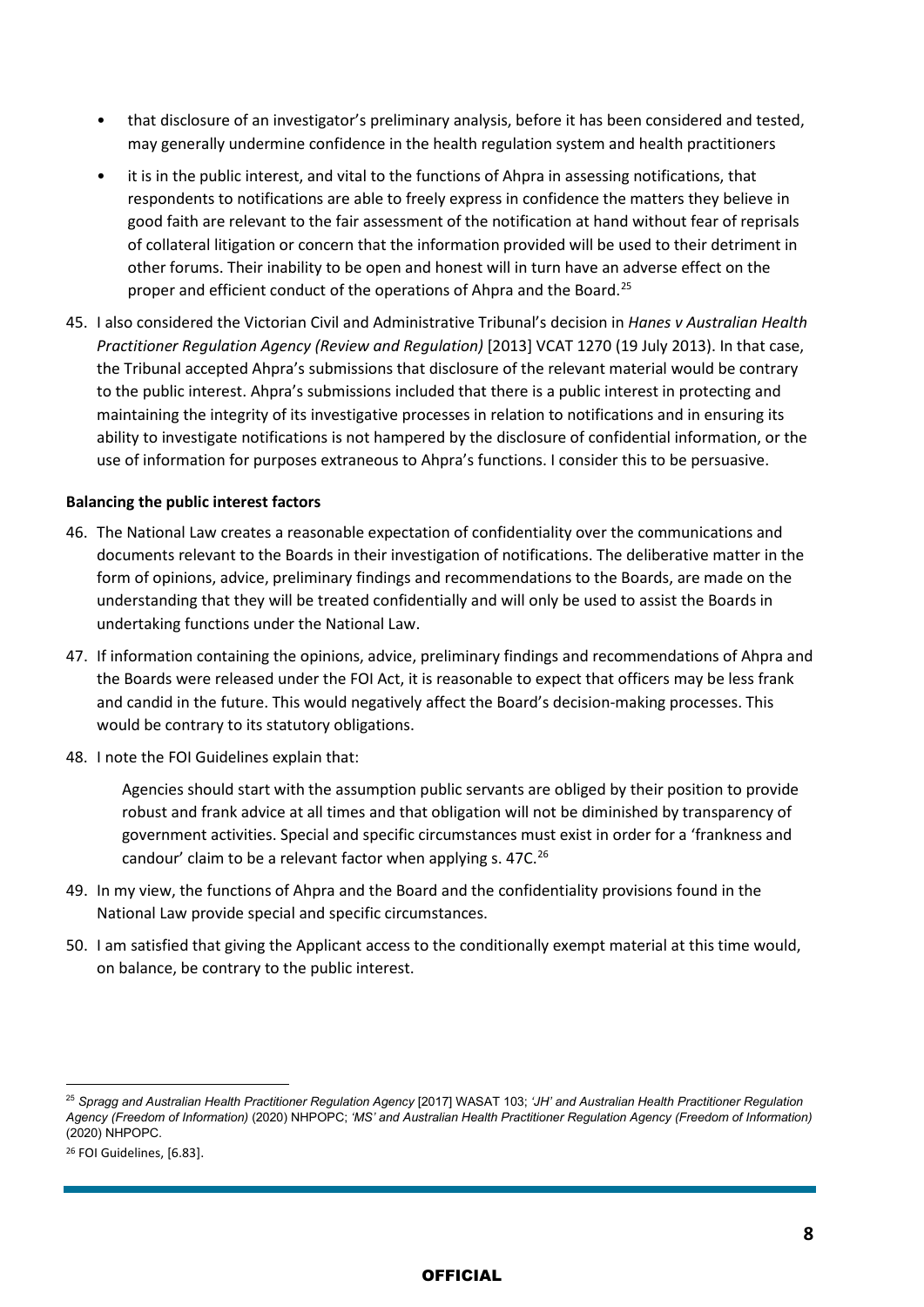- that disclosure of an investigator's preliminary analysis, before it has been considered and tested, may generally undermine confidence in the health regulation system and health practitioners
- it is in the public interest, and vital to the functions of Ahpra in assessing notifications, that respondents to notifications are able to freely express in confidence the matters they believe in good faith are relevant to the fair assessment of the notification at hand without fear of reprisals of collateral litigation or concern that the information provided will be used to their detriment in other forums. Their inability to be open and honest will in turn have an adverse effect on the proper and efficient conduct of the operations of Ahpra and the Board.[25]

45. I also considered the Victorian Civil and Administrative Tribunal's decision in *Hanes v Australian Health Practitioner Regulation Agency (Review and Regulation)* [2013] VCAT 1270 (19 July 2013). In that case, the Tribunal accepted Ahpra's submissions that disclosure of the relevant material would be contrary to the public interest. Ahpra's submissions included that there is a public interest in protecting and maintaining the integrity of its investigative processes in relation to notifications and in ensuring its ability to investigate notifications is not hampered by the disclosure of confidential information, or the use of information for purposes extraneous to Ahpra's functions. I consider this to be persuasive.

**Balancing the public interest factors**

46. The National Law creates a reasonable expectation of confidentiality over the communications and documents relevant to the Boards in their investigation of notifications. The deliberative matter in the form of opinions, advice, preliminary findings and recommendations to the Boards, are made on the understanding that they will be treated confidentially and will only be used to assist the Boards in undertaking functions under the National Law.

47. If information containing the opinions, advice, preliminary findings and recommendations of Ahpra and the Boards were released under the FOI Act, it is reasonable to expect that officers may be less frank and candid in the future. This would negatively affect the Board's decision-making processes. This would be contrary to its statutory obligations.

48. I note the FOI Guidelines explain that:

    > Agencies should start with the assumption public servants are obliged by their position to provide robust and frank advice at all times and that obligation will not be diminished by transparency of government activities. Special and specific circumstances must exist in order for a 'frankness and candour' claim to be a relevant factor when applying s. 47C.[26]

49. In my view, the functions of Ahpra and the Board and the confidentiality provisions found in the National Law provide special and specific circumstances.

50. I am satisfied that giving the Applicant access to the conditionally exempt material at this time would, on balance, be contrary to the public interest.

---

[25] *Spragg and Australian Health Practitioner Regulation Agency* [2017] WASAT 103; *'JH' and Australian Health Practitioner Regulation Agency (Freedom of Information)* (2020) NHPOPC; *'MS' and Australian Health Practitioner Regulation Agency (Freedom of Information)* (2020) NHPOPC.

[26] FOI Guidelines, [6.83].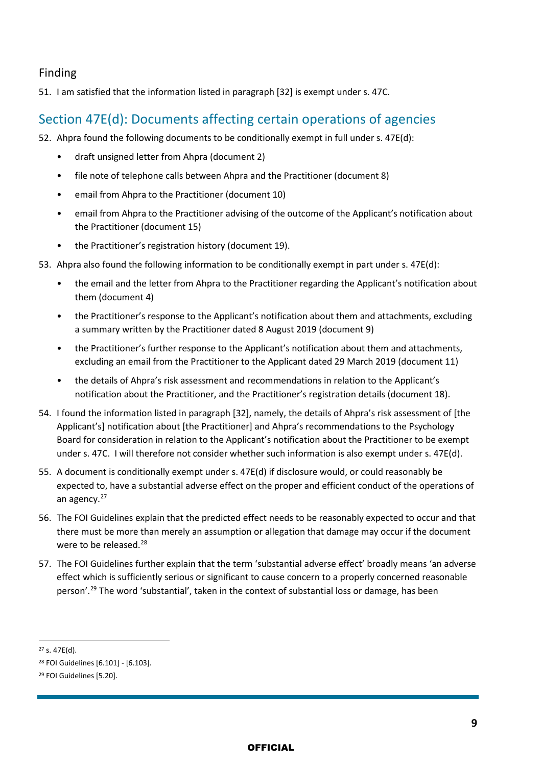### Finding

51. I am satisfied that the information listed in paragraph [32] is exempt under s. 47C.

## Section 47E(d): Documents affecting certain operations of agencies

52. Ahpra found the following documents to be conditionally exempt in full under s. 47E(d):

    - draft unsigned letter from Ahpra (document 2)
    - file note of telephone calls between Ahpra and the Practitioner (document 8)
    - email from Ahpra to the Practitioner (document 10)
    - email from Ahpra to the Practitioner advising of the outcome of the Applicant's notification about the Practitioner (document 15)
    - the Practitioner's registration history (document 19).

53. Ahpra also found the following information to be conditionally exempt in part under s. 47E(d):

    - the email and the letter from Ahpra to the Practitioner regarding the Applicant's notification about them (document 4)
    - the Practitioner's response to the Applicant's notification about them and attachments, excluding a summary written by the Practitioner dated 8 August 2019 (document 9)
    - the Practitioner's further response to the Applicant's notification about them and attachments, excluding an email from the Practitioner to the Applicant dated 29 March 2019 (document 11)
    - the details of Ahpra's risk assessment and recommendations in relation to the Applicant's notification about the Practitioner, and the Practitioner's registration details (document 18).

54. I found the information listed in paragraph [32], namely, the details of Ahpra's risk assessment of [the Applicant's] notification about [the Practitioner] and Ahpra's recommendations to the Psychology Board for consideration in relation to the Applicant's notification about the Practitioner to be exempt under s. 47C. I will therefore not consider whether such information is also exempt under s. 47E(d).

55. A document is conditionally exempt under s. 47E(d) if disclosure would, or could reasonably be expected to, have a substantial adverse effect on the proper and efficient conduct of the operations of an agency.[27]

56. The FOI Guidelines explain that the predicted effect needs to be reasonably expected to occur and that there must be more than merely an assumption or allegation that damage may occur if the document were to be released.[28]

57. The FOI Guidelines further explain that the term 'substantial adverse effect' broadly means 'an adverse effect which is sufficiently serious or significant to cause concern to a properly concerned reasonable person'.[29] The word 'substantial', taken in the context of substantial loss or damage, has been

---

[27] s. 47E(d).

[28] FOI Guidelines [6.101] - [6.103].

[29] FOI Guidelines [5.20].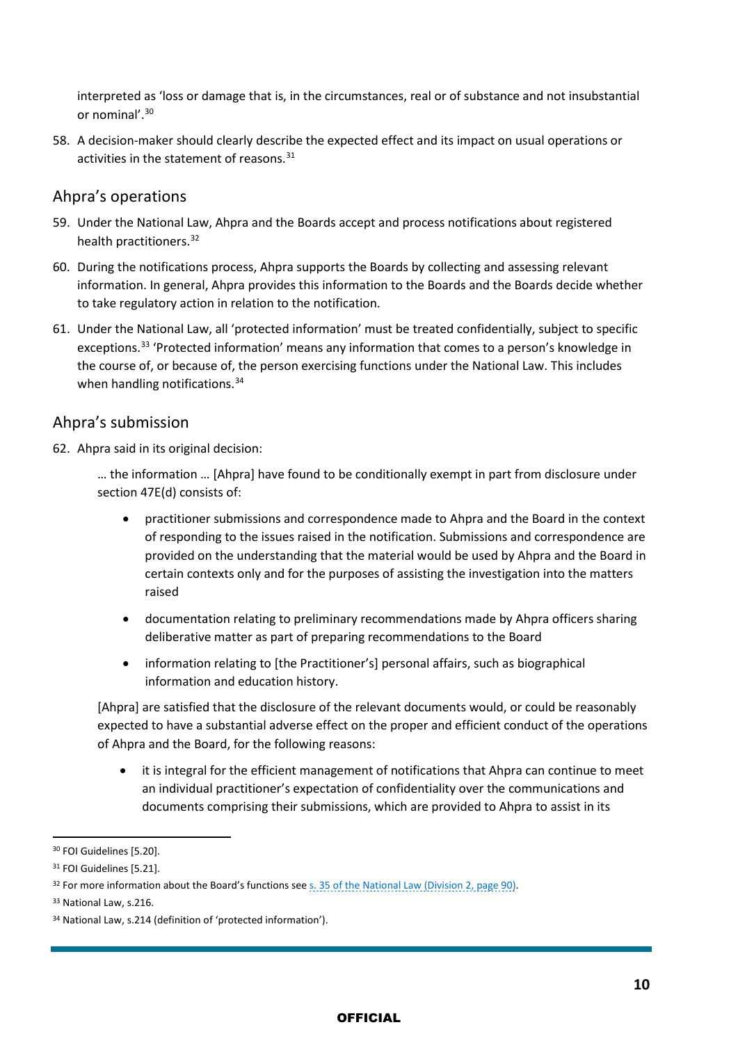interpreted as 'loss or damage that is, in the circumstances, real or of substance and not insubstantial or nominal'.[30]

58. A decision-maker should clearly describe the expected effect and its impact on usual operations or activities in the statement of reasons.[31]

## Ahpra's operations

59. Under the National Law, Ahpra and the Boards accept and process notifications about registered health practitioners.[32]

60. During the notifications process, Ahpra supports the Boards by collecting and assessing relevant information. In general, Ahpra provides this information to the Boards and the Boards decide whether to take regulatory action in relation to the notification.

61. Under the National Law, all 'protected information' must be treated confidentially, subject to specific exceptions.[33] 'Protected information' means any information that comes to a person's knowledge in the course of, or because of, the person exercising functions under the National Law. This includes when handling notifications.[34]

## Ahpra's submission

62. Ahpra said in its original decision:

> … the information … [Ahpra] have found to be conditionally exempt in part from disclosure under section 47E(d) consists of:
>
> - practitioner submissions and correspondence made to Ahpra and the Board in the context of responding to the issues raised in the notification. Submissions and correspondence are provided on the understanding that the material would be used by Ahpra and the Board in certain contexts only and for the purposes of assisting the investigation into the matters raised
> - documentation relating to preliminary recommendations made by Ahpra officers sharing deliberative matter as part of preparing recommendations to the Board
> - information relating to [the Practitioner's] personal affairs, such as biographical information and education history.
>
> [Ahpra] are satisfied that the disclosure of the relevant documents would, or could be reasonably expected to have a substantial adverse effect on the proper and efficient conduct of the operations of Ahpra and the Board, for the following reasons:
>
> - it is integral for the efficient management of notifications that Ahpra can continue to meet an individual practitioner's expectation of confidentiality over the communications and documents comprising their submissions, which are provided to Ahpra to assist in its

---

[30] FOI Guidelines [5.20].

[31] FOI Guidelines [5.21].

[32] For more information about the Board's functions see s. 35 of the National Law (Division 2, page 90).

[33] National Law, s.216.

[34] National Law, s.214 (definition of 'protected information').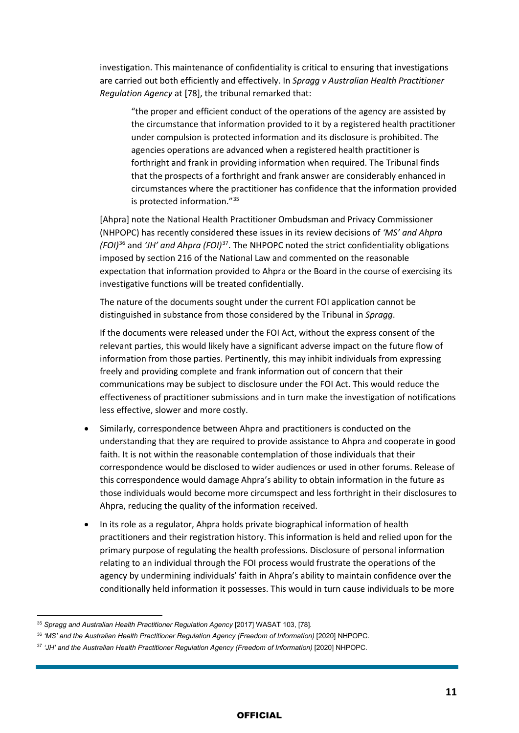investigation. This maintenance of confidentiality is critical to ensuring that investigations are carried out both efficiently and effectively. In *Spragg v Australian Health Practitioner Regulation Agency* at [78], the tribunal remarked that:

> "the proper and efficient conduct of the operations of the agency are assisted by the circumstance that information provided to it by a registered health practitioner under compulsion is protected information and its disclosure is prohibited. The agencies operations are advanced when a registered health practitioner is forthright and frank in providing information when required. The Tribunal finds that the prospects of a forthright and frank answer are considerably enhanced in circumstances where the practitioner has confidence that the information provided is protected information."[35]

[Ahpra] note the National Health Practitioner Ombudsman and Privacy Commissioner (NHPOPC) has recently considered these issues in its review decisions of *'MS' and Ahpra (FOI)*[36] and *'JH' and Ahpra (FOI)*[37]. The NHPOPC noted the strict confidentiality obligations imposed by section 216 of the National Law and commented on the reasonable expectation that information provided to Ahpra or the Board in the course of exercising its investigative functions will be treated confidentially.

The nature of the documents sought under the current FOI application cannot be distinguished in substance from those considered by the Tribunal in *Spragg*.

If the documents were released under the FOI Act, without the express consent of the relevant parties, this would likely have a significant adverse impact on the future flow of information from those parties. Pertinently, this may inhibit individuals from expressing freely and providing complete and frank information out of concern that their communications may be subject to disclosure under the FOI Act. This would reduce the effectiveness of practitioner submissions and in turn make the investigation of notifications less effective, slower and more costly.

- Similarly, correspondence between Ahpra and practitioners is conducted on the understanding that they are required to provide assistance to Ahpra and cooperate in good faith. It is not within the reasonable contemplation of those individuals that their correspondence would be disclosed to wider audiences or used in other forums. Release of this correspondence would damage Ahpra's ability to obtain information in the future as those individuals would become more circumspect and less forthright in their disclosures to Ahpra, reducing the quality of the information received.
- In its role as a regulator, Ahpra holds private biographical information of health practitioners and their registration history. This information is held and relied upon for the primary purpose of regulating the health professions. Disclosure of personal information relating to an individual through the FOI process would frustrate the operations of the agency by undermining individuals' faith in Ahpra's ability to maintain confidence over the conditionally held information it possesses. This would in turn cause individuals to be more

---

[35] *Spragg and Australian Health Practitioner Regulation Agency* [2017] WASAT 103, [78].

[36] *'MS' and the Australian Health Practitioner Regulation Agency (Freedom of Information)* [2020] NHPOPC.

[37] *'JH' and the Australian Health Practitioner Regulation Agency (Freedom of Information)* [2020] NHPOPC.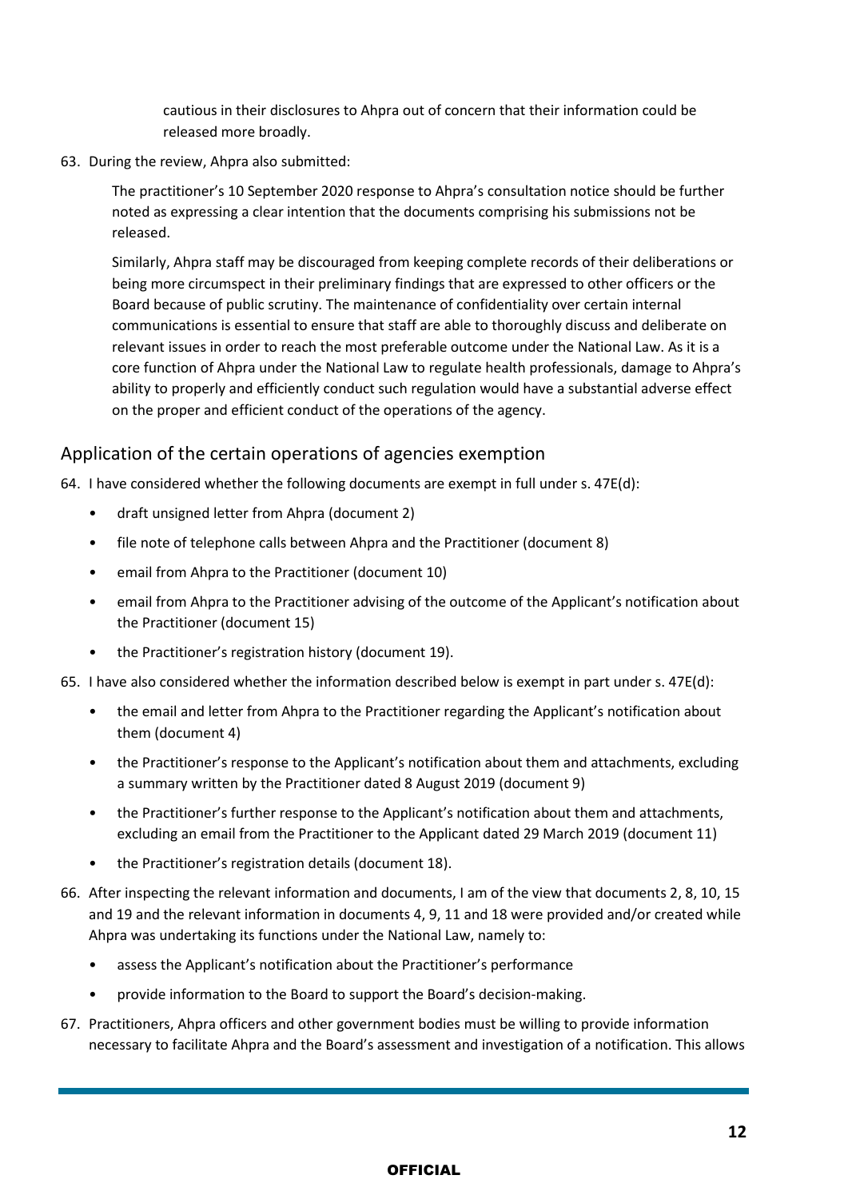cautious in their disclosures to Ahpra out of concern that their information could be released more broadly.

63. During the review, Ahpra also submitted:

> The practitioner's 10 September 2020 response to Ahpra's consultation notice should be further noted as expressing a clear intention that the documents comprising his submissions not be released.
>
> Similarly, Ahpra staff may be discouraged from keeping complete records of their deliberations or being more circumspect in their preliminary findings that are expressed to other officers or the Board because of public scrutiny. The maintenance of confidentiality over certain internal communications is essential to ensure that staff are able to thoroughly discuss and deliberate on relevant issues in order to reach the most preferable outcome under the National Law. As it is a core function of Ahpra under the National Law to regulate health professionals, damage to Ahpra's ability to properly and efficiently conduct such regulation would have a substantial adverse effect on the proper and efficient conduct of the operations of the agency.

## Application of the certain operations of agencies exemption

64. I have considered whether the following documents are exempt in full under s. 47E(d):
    - draft unsigned letter from Ahpra (document 2)
    - file note of telephone calls between Ahpra and the Practitioner (document 8)
    - email from Ahpra to the Practitioner (document 10)
    - email from Ahpra to the Practitioner advising of the outcome of the Applicant's notification about the Practitioner (document 15)
    - the Practitioner's registration history (document 19).

65. I have also considered whether the information described below is exempt in part under s. 47E(d):
    - the email and letter from Ahpra to the Practitioner regarding the Applicant's notification about them (document 4)
    - the Practitioner's response to the Applicant's notification about them and attachments, excluding a summary written by the Practitioner dated 8 August 2019 (document 9)
    - the Practitioner's further response to the Applicant's notification about them and attachments, excluding an email from the Practitioner to the Applicant dated 29 March 2019 (document 11)
    - the Practitioner's registration details (document 18).

66. After inspecting the relevant information and documents, I am of the view that documents 2, 8, 10, 15 and 19 and the relevant information in documents 4, 9, 11 and 18 were provided and/or created while Ahpra was undertaking its functions under the National Law, namely to:
    - assess the Applicant's notification about the Practitioner's performance
    - provide information to the Board to support the Board's decision-making.

67. Practitioners, Ahpra officers and other government bodies must be willing to provide information necessary to facilitate Ahpra and the Board's assessment and investigation of a notification. This allows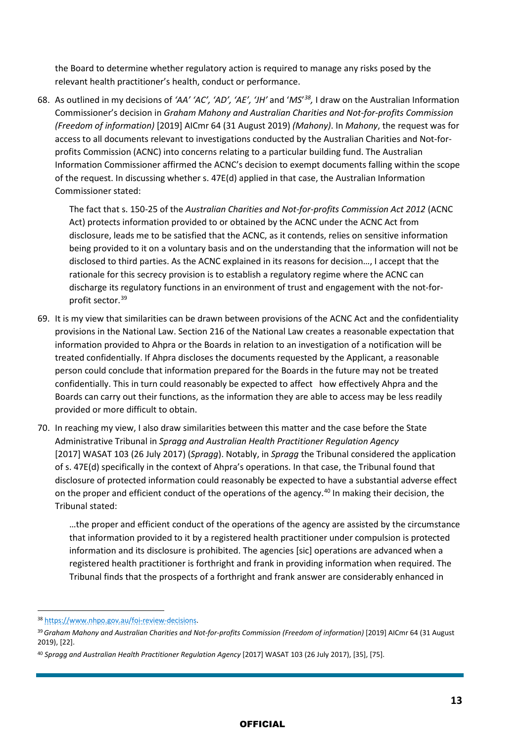the Board to determine whether regulatory action is required to manage any risks posed by the relevant health practitioner's health, conduct or performance.

68. As outlined in my decisions of *'AA' 'AC', 'AD', 'AE', 'JH'* and '*MS*'[38], I draw on the Australian Information Commissioner's decision in *Graham Mahony and Australian Charities and Not-for-profits Commission (Freedom of information)* [2019] AICmr 64 (31 August 2019) *(Mahony)*. In *Mahony*, the request was for access to all documents relevant to investigations conducted by the Australian Charities and Not-for-profits Commission (ACNC) into concerns relating to a particular building fund. The Australian Information Commissioner affirmed the ACNC's decision to exempt documents falling within the scope of the request. In discussing whether s. 47E(d) applied in that case, the Australian Information Commissioner stated:

    The fact that s. 150-25 of the *Australian Charities and Not-for-profits Commission Act 2012* (ACNC Act) protects information provided to or obtained by the ACNC under the ACNC Act from disclosure, leads me to be satisfied that the ACNC, as it contends, relies on sensitive information being provided to it on a voluntary basis and on the understanding that the information will not be disclosed to third parties. As the ACNC explained in its reasons for decision…, I accept that the rationale for this secrecy provision is to establish a regulatory regime where the ACNC can discharge its regulatory functions in an environment of trust and engagement with the not-for-profit sector.[39]

69. It is my view that similarities can be drawn between provisions of the ACNC Act and the confidentiality provisions in the National Law. Section 216 of the National Law creates a reasonable expectation that information provided to Ahpra or the Boards in relation to an investigation of a notification will be treated confidentially. If Ahpra discloses the documents requested by the Applicant, a reasonable person could conclude that information prepared for the Boards in the future may not be treated confidentially. This in turn could reasonably be expected to affect how effectively Ahpra and the Boards can carry out their functions, as the information they are able to access may be less readily provided or more difficult to obtain.

70. In reaching my view, I also draw similarities between this matter and the case before the State Administrative Tribunal in *Spragg and Australian Health Practitioner Regulation Agency* [2017] WASAT 103 (26 July 2017) (*Spragg*). Notably, in *Spragg* the Tribunal considered the application of s. 47E(d) specifically in the context of Ahpra's operations. In that case, the Tribunal found that disclosure of protected information could reasonably be expected to have a substantial adverse effect on the proper and efficient conduct of the operations of the agency.[40] In making their decision, the Tribunal stated:

    …the proper and efficient conduct of the operations of the agency are assisted by the circumstance that information provided to it by a registered health practitioner under compulsion is protected information and its disclosure is prohibited. The agencies [sic] operations are advanced when a registered health practitioner is forthright and frank in providing information when required. The Tribunal finds that the prospects of a forthright and frank answer are considerably enhanced in

---

[38] https://www.nhpo.gov.au/foi-review-decisions.

[39] *Graham Mahony and Australian Charities and Not-for-profits Commission (Freedom of information)* [2019] AICmr 64 (31 August 2019), [22].

[40] *Spragg and Australian Health Practitioner Regulation Agency* [2017] WASAT 103 (26 July 2017), [35], [75].

OFFICIAL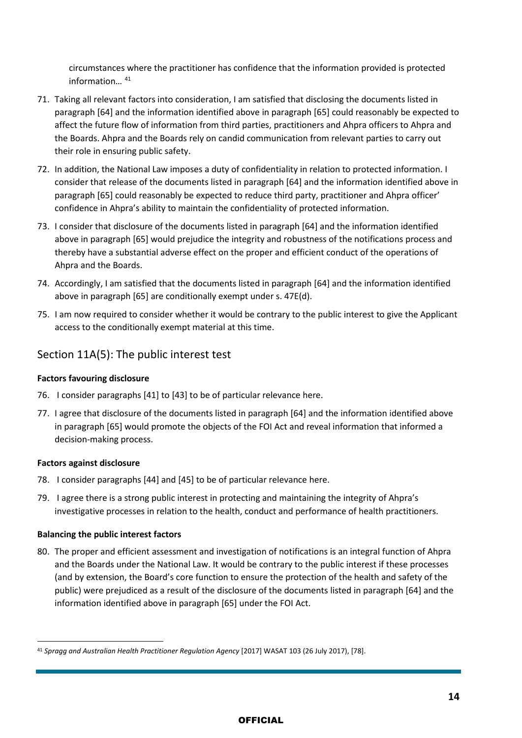circumstances where the practitioner has confidence that the information provided is protected information… [41]

71. Taking all relevant factors into consideration, I am satisfied that disclosing the documents listed in paragraph [64] and the information identified above in paragraph [65] could reasonably be expected to affect the future flow of information from third parties, practitioners and Ahpra officers to Ahpra and the Boards. Ahpra and the Boards rely on candid communication from relevant parties to carry out their role in ensuring public safety.
72. In addition, the National Law imposes a duty of confidentiality in relation to protected information. I consider that release of the documents listed in paragraph [64] and the information identified above in paragraph [65] could reasonably be expected to reduce third party, practitioner and Ahpra officer' confidence in Ahpra's ability to maintain the confidentiality of protected information.
73. I consider that disclosure of the documents listed in paragraph [64] and the information identified above in paragraph [65] would prejudice the integrity and robustness of the notifications process and thereby have a substantial adverse effect on the proper and efficient conduct of the operations of Ahpra and the Boards.
74. Accordingly, I am satisfied that the documents listed in paragraph [64] and the information identified above in paragraph [65] are conditionally exempt under s. 47E(d).
75. I am now required to consider whether it would be contrary to the public interest to give the Applicant access to the conditionally exempt material at this time.

## Section 11A(5): The public interest test

**Factors favouring disclosure**

76. I consider paragraphs [41] to [43] to be of particular relevance here.
77. I agree that disclosure of the documents listed in paragraph [64] and the information identified above in paragraph [65] would promote the objects of the FOI Act and reveal information that informed a decision-making process.

**Factors against disclosure**

78. I consider paragraphs [44] and [45] to be of particular relevance here.
79. I agree there is a strong public interest in protecting and maintaining the integrity of Ahpra's investigative processes in relation to the health, conduct and performance of health practitioners.

**Balancing the public interest factors**

80. The proper and efficient assessment and investigation of notifications is an integral function of Ahpra and the Boards under the National Law. It would be contrary to the public interest if these processes (and by extension, the Board's core function to ensure the protection of the health and safety of the public) were prejudiced as a result of the disclosure of the documents listed in paragraph [64] and the information identified above in paragraph [65] under the FOI Act.

---

[41] *Spragg and Australian Health Practitioner Regulation Agency* [2017] WASAT 103 (26 July 2017), [78].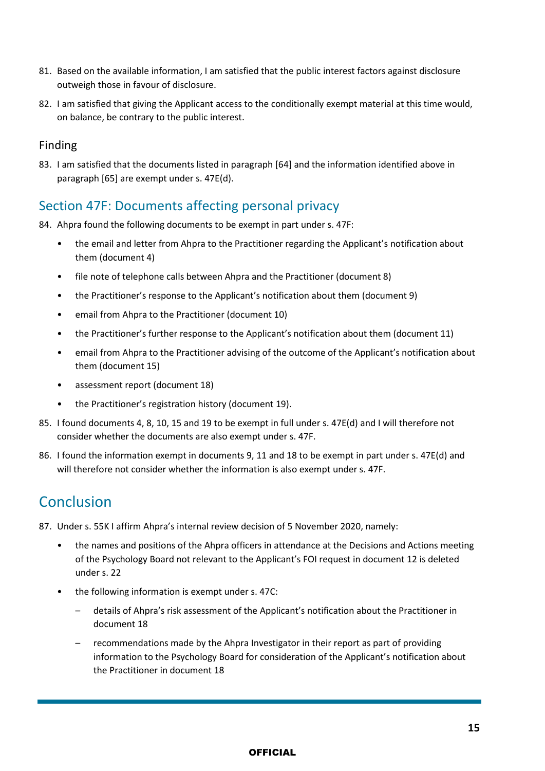81. Based on the available information, I am satisfied that the public interest factors against disclosure outweigh those in favour of disclosure.

82. I am satisfied that giving the Applicant access to the conditionally exempt material at this time would, on balance, be contrary to the public interest.

### Finding

83. I am satisfied that the documents listed in paragraph [64] and the information identified above in paragraph [65] are exempt under s. 47E(d).

## Section 47F: Documents affecting personal privacy

84. Ahpra found the following documents to be exempt in part under s. 47F:

    - the email and letter from Ahpra to the Practitioner regarding the Applicant's notification about them (document 4)
    - file note of telephone calls between Ahpra and the Practitioner (document 8)
    - the Practitioner's response to the Applicant's notification about them (document 9)
    - email from Ahpra to the Practitioner (document 10)
    - the Practitioner's further response to the Applicant's notification about them (document 11)
    - email from Ahpra to the Practitioner advising of the outcome of the Applicant's notification about them (document 15)
    - assessment report (document 18)
    - the Practitioner's registration history (document 19).

85. I found documents 4, 8, 10, 15 and 19 to be exempt in full under s. 47E(d) and I will therefore not consider whether the documents are also exempt under s. 47F.

86. I found the information exempt in documents 9, 11 and 18 to be exempt in part under s. 47E(d) and will therefore not consider whether the information is also exempt under s. 47F.

# Conclusion

87. Under s. 55K I affirm Ahpra's internal review decision of 5 November 2020, namely:

    - the names and positions of the Ahpra officers in attendance at the Decisions and Actions meeting of the Psychology Board not relevant to the Applicant's FOI request in document 12 is deleted under s. 22
    - the following information is exempt under s. 47C:
        - details of Ahpra's risk assessment of the Applicant's notification about the Practitioner in document 18
        - recommendations made by the Ahpra Investigator in their report as part of providing information to the Psychology Board for consideration of the Applicant's notification about the Practitioner in document 18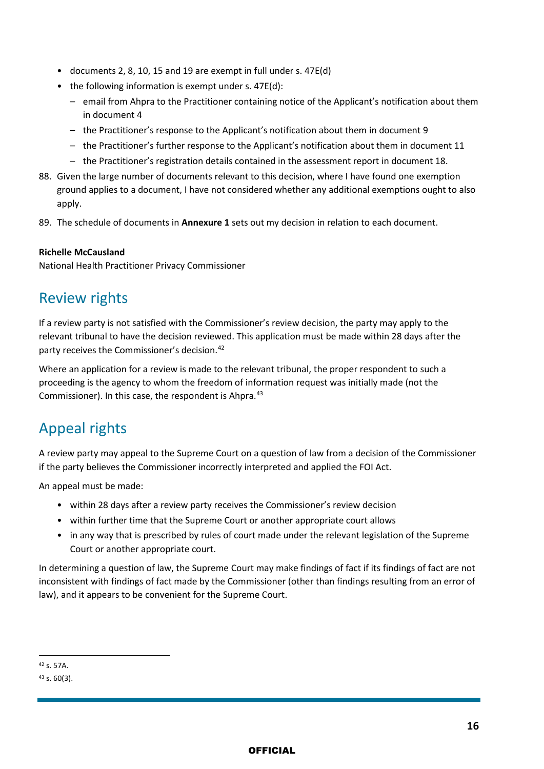- documents 2, 8, 10, 15 and 19 are exempt in full under s. 47E(d)
- the following information is exempt under s. 47E(d):
  - email from Ahpra to the Practitioner containing notice of the Applicant's notification about them in document 4
  - the Practitioner's response to the Applicant's notification about them in document 9
  - the Practitioner's further response to the Applicant's notification about them in document 11
  - the Practitioner's registration details contained in the assessment report in document 18.

88. Given the large number of documents relevant to this decision, where I have found one exemption ground applies to a document, I have not considered whether any additional exemptions ought to also apply.

89. The schedule of documents in **Annexure 1** sets out my decision in relation to each document.

**Richelle McCausland**
National Health Practitioner Privacy Commissioner

## Review rights

If a review party is not satisfied with the Commissioner's review decision, the party may apply to the relevant tribunal to have the decision reviewed. This application must be made within 28 days after the party receives the Commissioner's decision.[42]

Where an application for a review is made to the relevant tribunal, the proper respondent to such a proceeding is the agency to whom the freedom of information request was initially made (not the Commissioner). In this case, the respondent is Ahpra.[43]

## Appeal rights

A review party may appeal to the Supreme Court on a question of law from a decision of the Commissioner if the party believes the Commissioner incorrectly interpreted and applied the FOI Act.

An appeal must be made:

- within 28 days after a review party receives the Commissioner's review decision
- within further time that the Supreme Court or another appropriate court allows
- in any way that is prescribed by rules of court made under the relevant legislation of the Supreme Court or another appropriate court.

In determining a question of law, the Supreme Court may make findings of fact if its findings of fact are not inconsistent with findings of fact made by the Commissioner (other than findings resulting from an error of law), and it appears to be convenient for the Supreme Court.

---

[42] s. 57A.

[43] s. 60(3).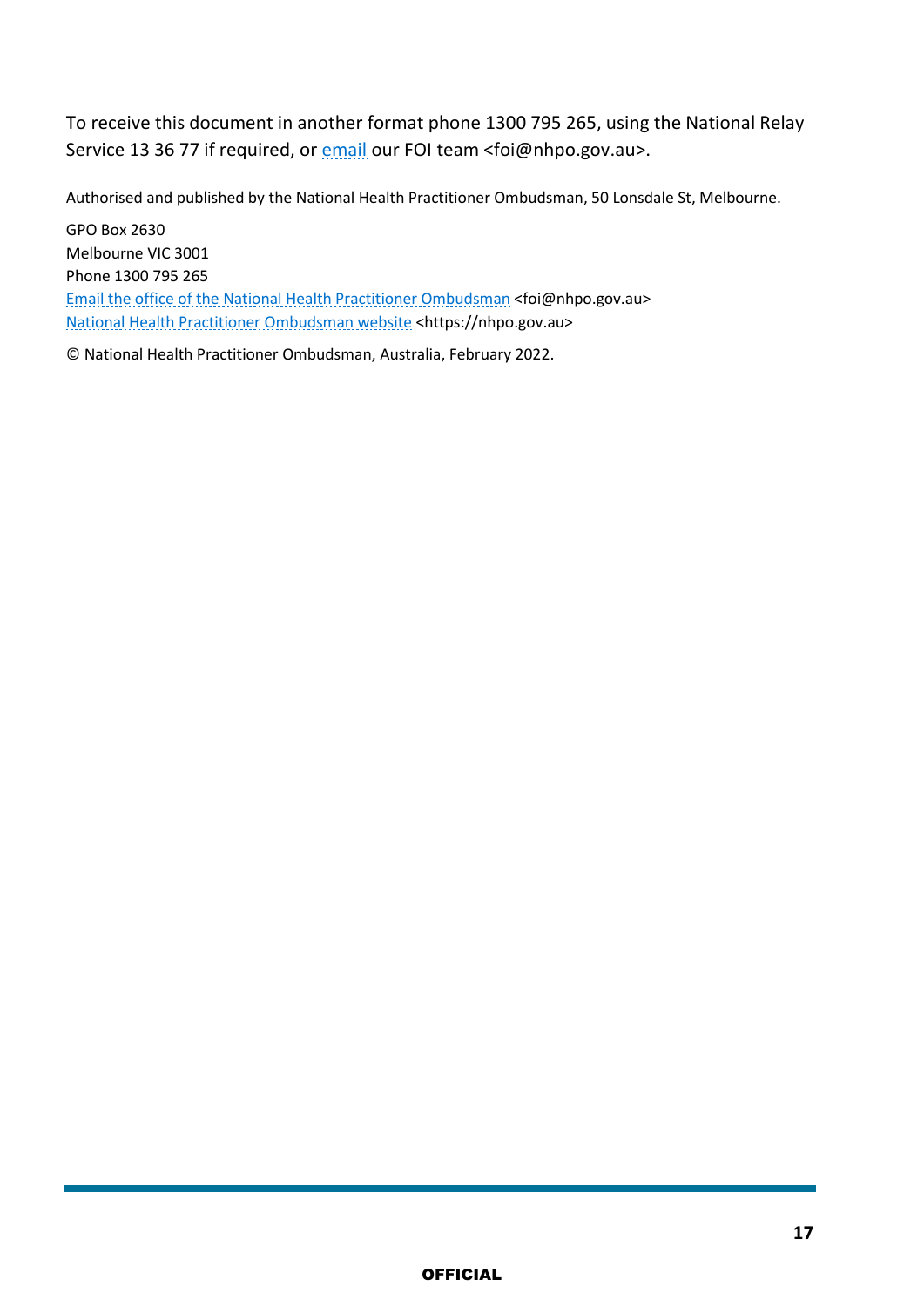To receive this document in another format phone 1300 795 265, using the National Relay Service 13 36 77 if required, or email our FOI team <foi@nhpo.gov.au>.

Authorised and published by the National Health Practitioner Ombudsman, 50 Lonsdale St, Melbourne.

GPO Box 2630
Melbourne VIC 3001
Phone 1300 795 265
Email the office of the National Health Practitioner Ombudsman <foi@nhpo.gov.au>
National Health Practitioner Ombudsman website <https://nhpo.gov.au>

© National Health Practitioner Ombudsman, Australia, February 2022.

OFFICIAL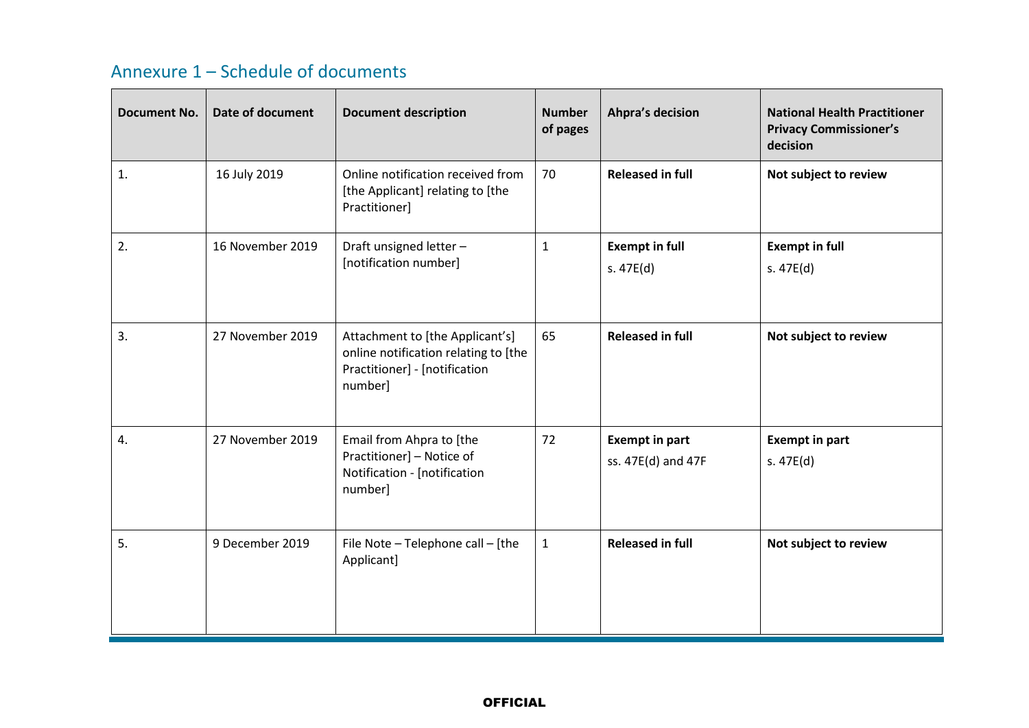## Annexure 1 – Schedule of documents

| Document No. | Date of document | Document description | Number of pages | Ahpra's decision | National Health Practitioner Privacy Commissioner's decision |
|---|---|---|---|---|---|
| 1. | 16 July 2019 | Online notification received from [the Applicant] relating to [the Practitioner] | 70 | **Released in full** | **Not subject to review** |
| 2. | 16 November 2019 | Draft unsigned letter – [notification number] | 1 | **Exempt in full** s. 47E(d) | **Exempt in full** s. 47E(d) |
| 3. | 27 November 2019 | Attachment to [the Applicant's] online notification relating to [the Practitioner] - [notification number] | 65 | **Released in full** | **Not subject to review** |
| 4. | 27 November 2019 | Email from Ahpra to [the Practitioner] – Notice of Notification - [notification number] | 72 | **Exempt in part** ss. 47E(d) and 47F | **Exempt in part** s. 47E(d) |
| 5. | 9 December 2019 | File Note – Telephone call – [the Applicant] | 1 | **Released in full** | **Not subject to review** |

**OFFICIAL**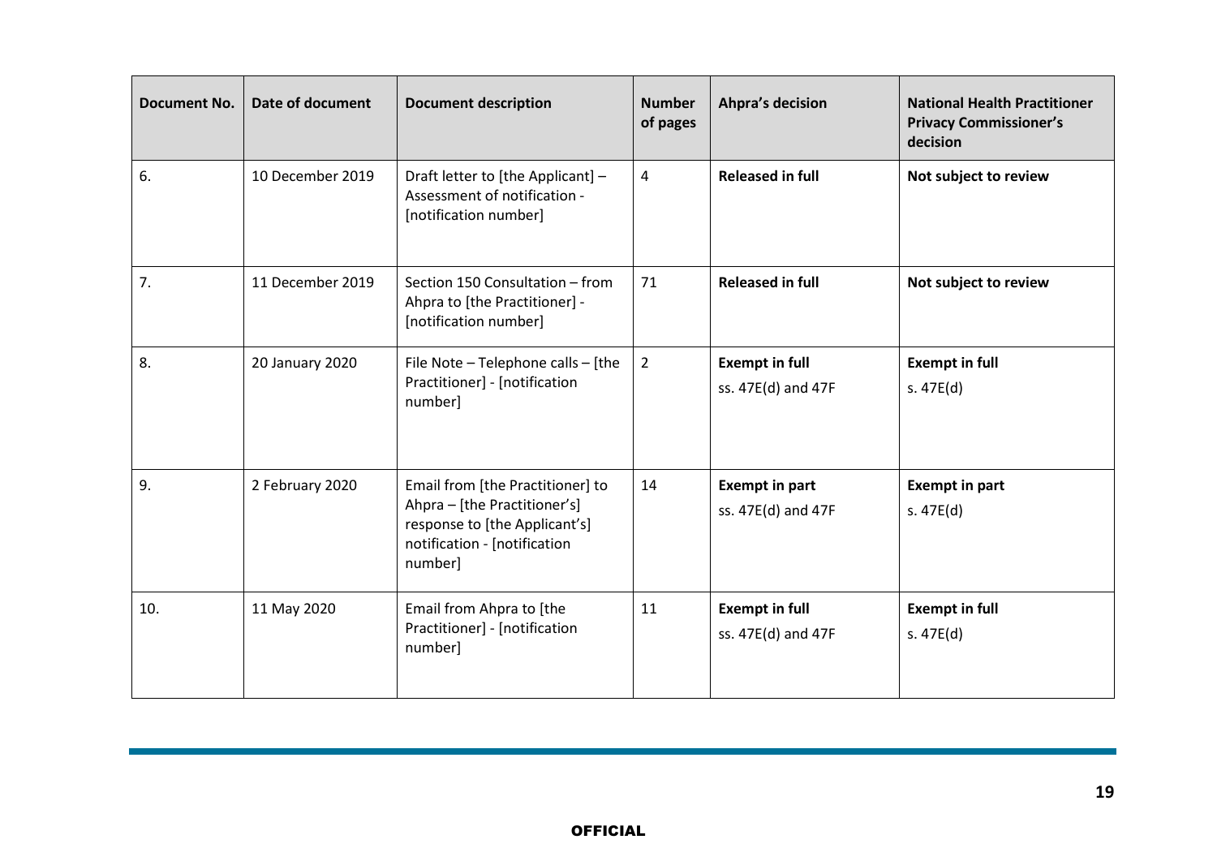| Document No. | Date of document | Document description | Number of pages | Ahpra's decision | National Health Practitioner Privacy Commissioner's decision |
|---|---|---|---|---|---|
| 6. | 10 December 2019 | Draft letter to [the Applicant] – Assessment of notification - [notification number] | 4 | **Released in full** | **Not subject to review** |
| 7. | 11 December 2019 | Section 150 Consultation – from Ahpra to [the Practitioner] - [notification number] | 71 | **Released in full** | **Not subject to review** |
| 8. | 20 January 2020 | File Note – Telephone calls – [the Practitioner] - [notification number] | 2 | **Exempt in full**<br>ss. 47E(d) and 47F | **Exempt in full**<br>s. 47E(d) |
| 9. | 2 February 2020 | Email from [the Practitioner] to Ahpra – [the Practitioner's] response to [the Applicant's] notification - [notification number] | 14 | **Exempt in part**<br>ss. 47E(d) and 47F | **Exempt in part**<br>s. 47E(d) |
| 10. | 11 May 2020 | Email from Ahpra to [the Practitioner] - [notification number] | 11 | **Exempt in full**<br>ss. 47E(d) and 47F | **Exempt in full**<br>s. 47E(d) |

OFFICIAL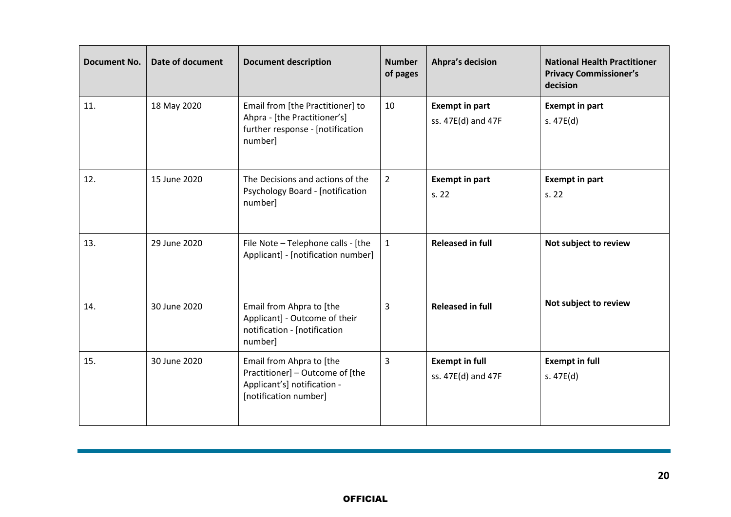| Document No. | Date of document | Document description | Number of pages | Ahpra's decision | National Health Practitioner Privacy Commissioner's decision |
|---|---|---|---|---|---|
| 11. | 18 May 2020 | Email from [the Practitioner] to Ahpra - [the Practitioner's] further response - [notification number] | 10 | **Exempt in part** ss. 47E(d) and 47F | **Exempt in part** s. 47E(d) |
| 12. | 15 June 2020 | The Decisions and actions of the Psychology Board - [notification number] | 2 | **Exempt in part** s. 22 | **Exempt in part** s. 22 |
| 13. | 29 June 2020 | File Note – Telephone calls - [the Applicant] - [notification number] | 1 | **Released in full** | **Not subject to review** |
| 14. | 30 June 2020 | Email from Ahpra to [the Applicant] - Outcome of their notification - [notification number] | 3 | **Released in full** | **Not subject to review** |
| 15. | 30 June 2020 | Email from Ahpra to [the Practitioner] – Outcome of [the Applicant's] notification - [notification number] | 3 | **Exempt in full** ss. 47E(d) and 47F | **Exempt in full** s. 47E(d) |

OFFICIAL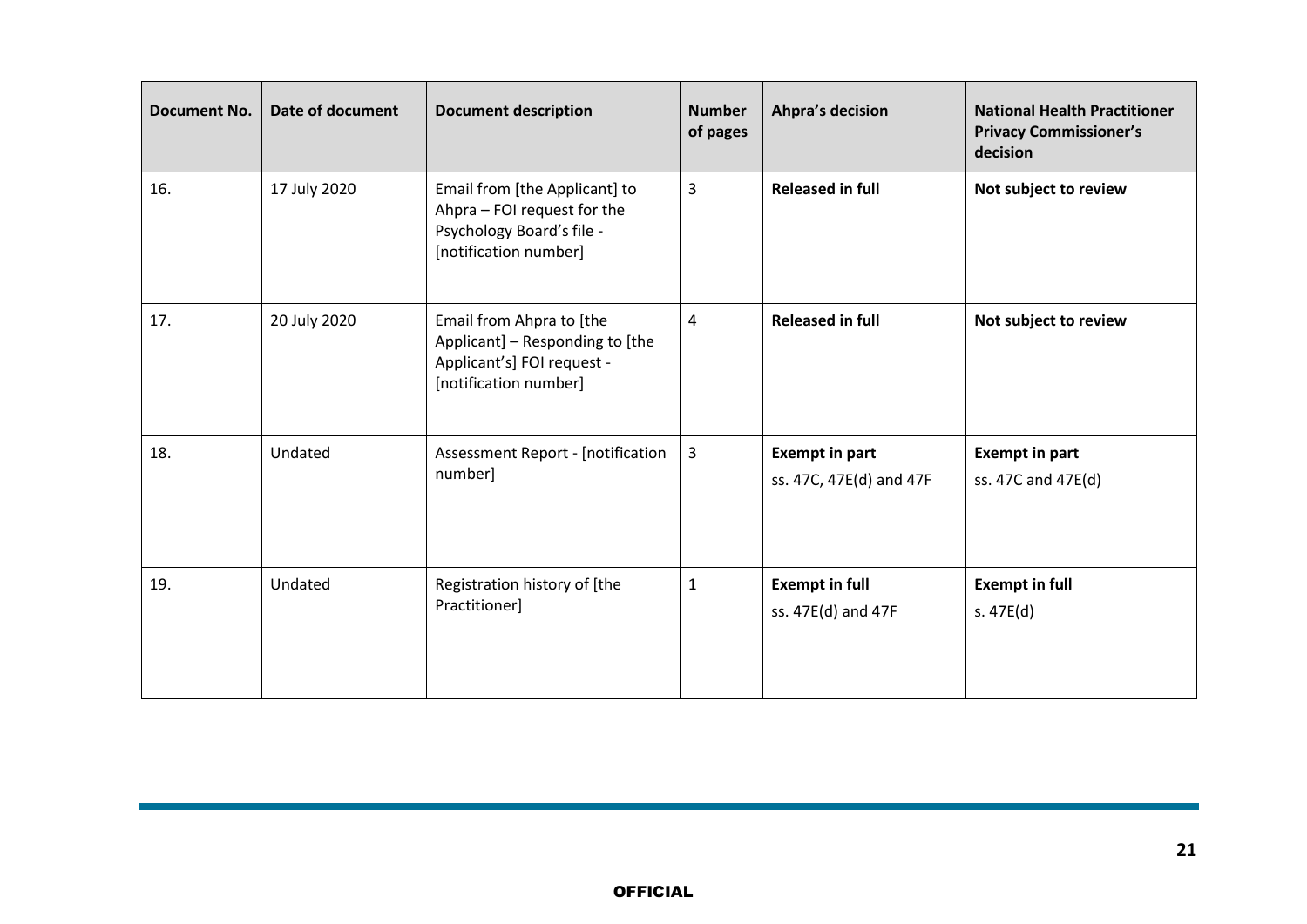| Document No. | Date of document | Document description | Number of pages | Ahpra's decision | National Health Practitioner Privacy Commissioner's decision |
|---|---|---|---|---|---|
| 16. | 17 July 2020 | Email from [the Applicant] to Ahpra – FOI request for the Psychology Board's file - [notification number] | 3 | **Released in full** | **Not subject to review** |
| 17. | 20 July 2020 | Email from Ahpra to [the Applicant] – Responding to [the Applicant's] FOI request - [notification number] | 4 | **Released in full** | **Not subject to review** |
| 18. | Undated | Assessment Report - [notification number] | 3 | **Exempt in part** ss. 47C, 47E(d) and 47F | **Exempt in part** ss. 47C and 47E(d) |
| 19. | Undated | Registration history of [the Practitioner] | 1 | **Exempt in full** ss. 47E(d) and 47F | **Exempt in full** s. 47E(d) |

OFFICIAL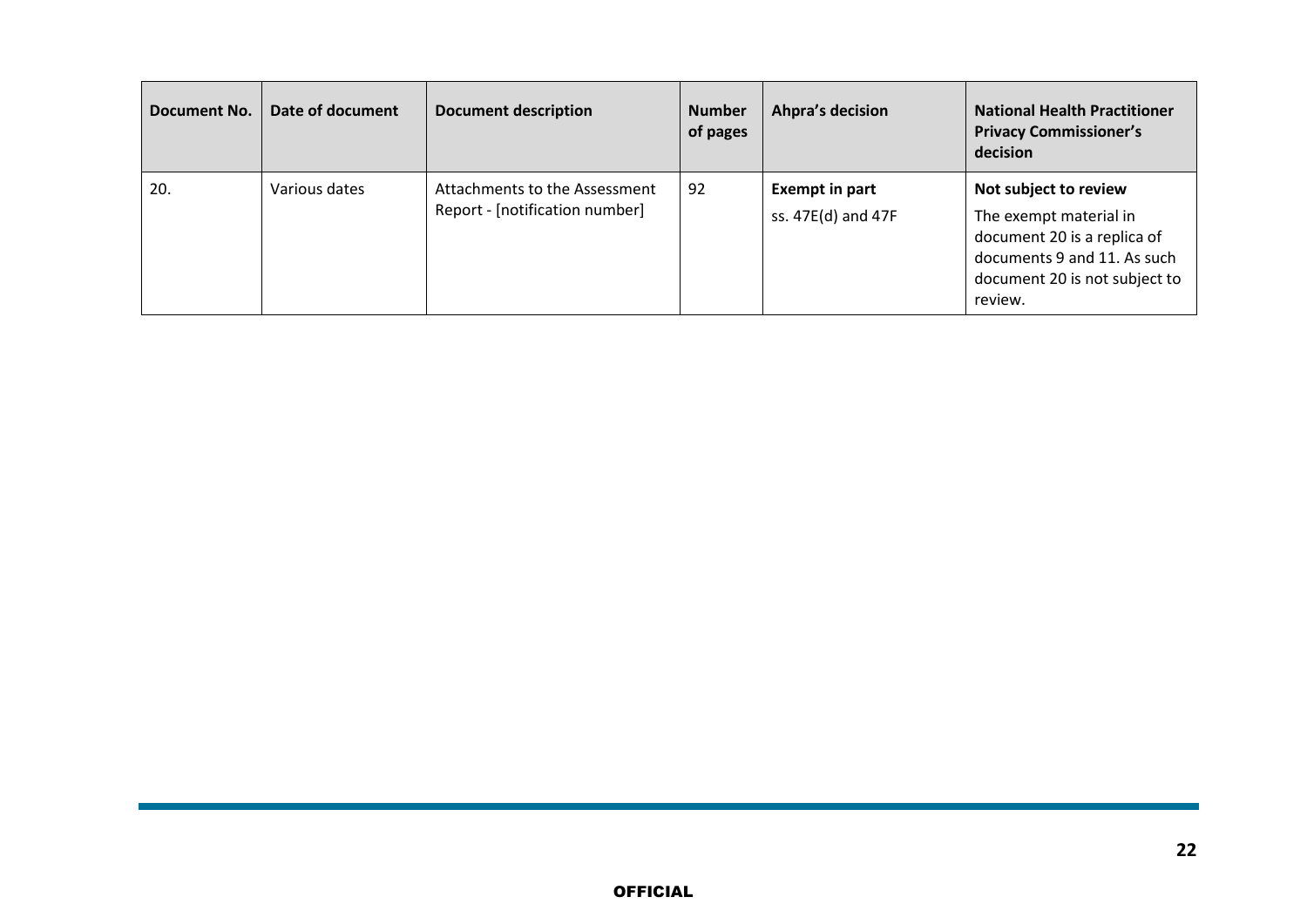| Document No. | Date of document | Document description | Number of pages | Ahpra's decision | National Health Practitioner Privacy Commissioner's decision |
|---|---|---|---|---|---|
| 20. | Various dates | Attachments to the Assessment Report - [notification number] | 92 | **Exempt in part**<br>ss. 47E(d) and 47F | **Not subject to review**<br>The exempt material in document 20 is a replica of documents 9 and 11. As such document 20 is not subject to review. |

OFFICIAL